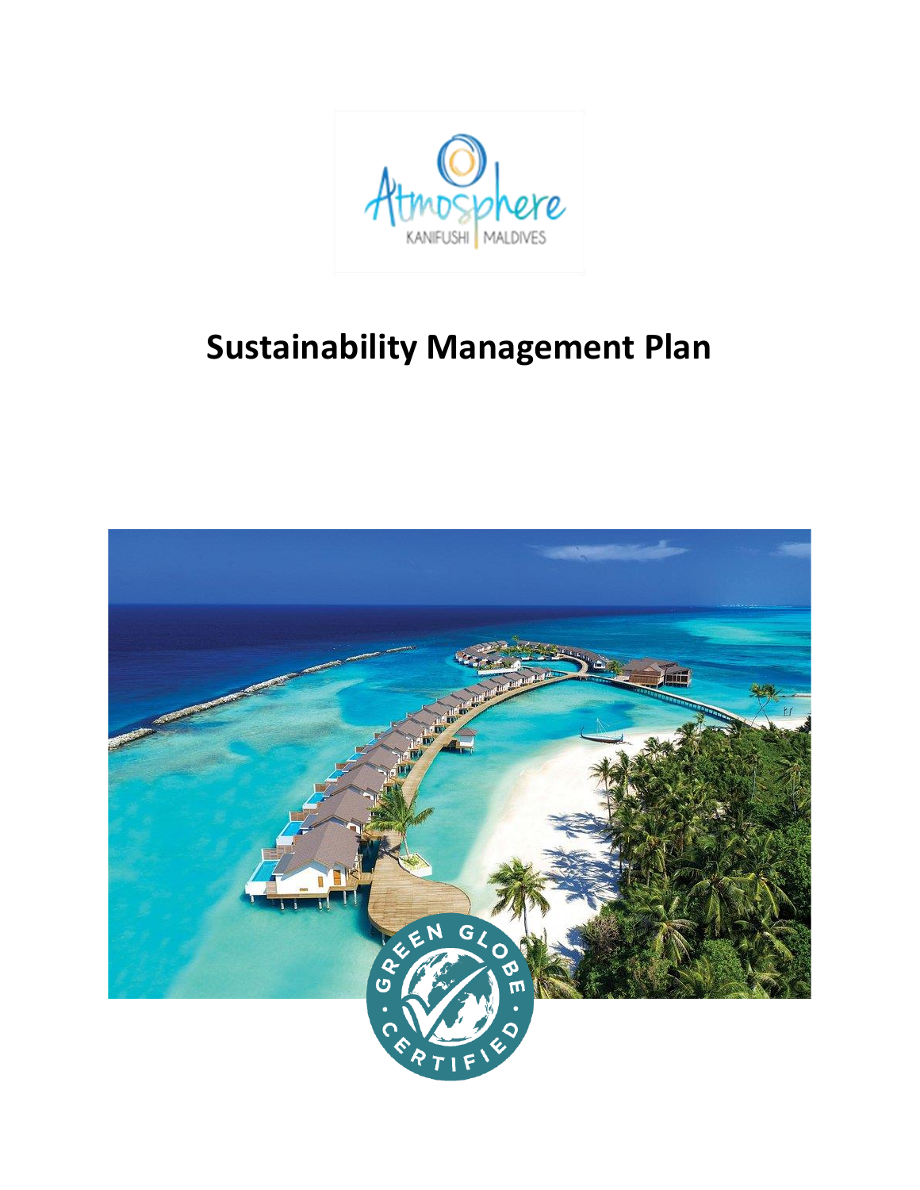# Sustainability Management Plan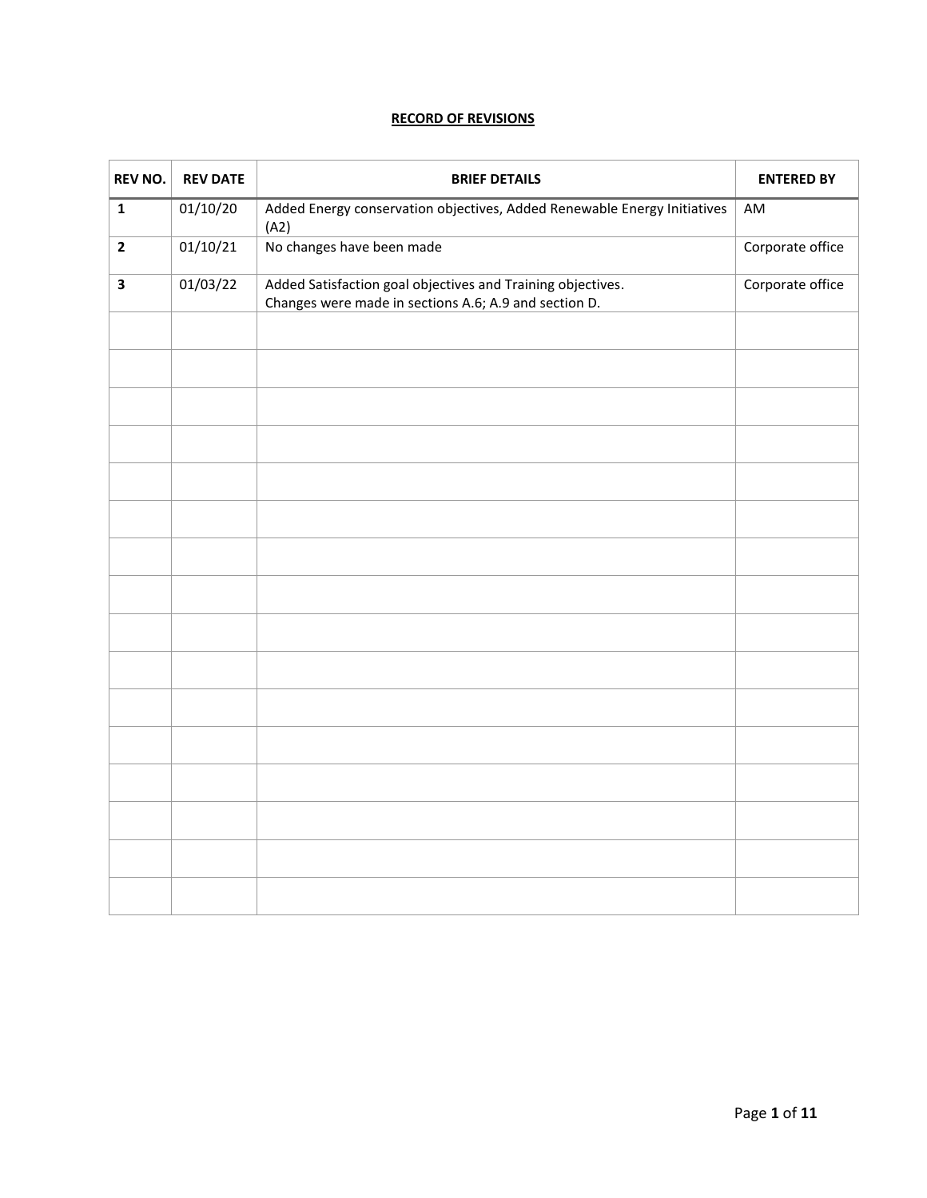**RECORD OF REVISIONS**

| REV NO. | REV DATE | BRIEF DETAILS | ENTERED BY |
|---|---|---|---|
| **1** | 01/10/20 | Added Energy conservation objectives, Added Renewable Energy Initiatives (A2) | AM |
| **2** | 01/10/21 | No changes have been made | Corporate office |
| **3** | 01/03/22 | Added Satisfaction goal objectives and Training objectives. Changes were made in sections A.6; A.9 and section D. | Corporate office |
| | | | |
| | | | |
| | | | |
| | | | |
| | | | |
| | | | |
| | | | |
| | | | |
| | | | |
| | | | |
| | | | |
| | | | |
| | | | |
| | | | |
| | | | |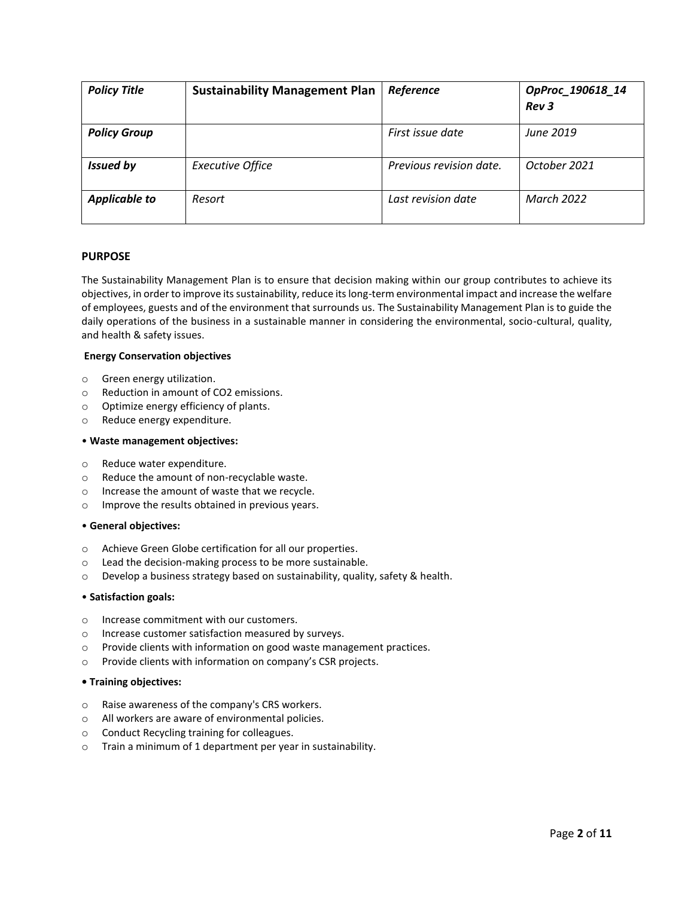| *Policy Title* | **Sustainability Management Plan** | *Reference* | *OpProc_190618_14 Rev 3* |
| --- | --- | --- | --- |
| ***Policy Group*** | | *First issue date* | *June 2019* |
| ***Issued by*** | *Executive Office* | *Previous revision date.* | *October 2021* |
| ***Applicable to*** | *Resort* | *Last revision date* | *March 2022* |

## PURPOSE

The Sustainability Management Plan is to ensure that decision making within our group contributes to achieve its objectives, in order to improve its sustainability, reduce its long-term environmental impact and increase the welfare of employees, guests and of the environment that surrounds us. The Sustainability Management Plan is to guide the daily operations of the business in a sustainable manner in considering the environmental, socio-cultural, quality, and health & safety issues.

**Energy Conservation objectives**

- Green energy utilization.
- Reduction in amount of $CO_2$ emissions.
- Optimize energy efficiency of plants.
- Reduce energy expenditure.

• **Waste management objectives:**

- Reduce water expenditure.
- Reduce the amount of non-recyclable waste.
- Increase the amount of waste that we recycle.
- Improve the results obtained in previous years.

• **General objectives:**

- Achieve Green Globe certification for all our properties.
- Lead the decision-making process to be more sustainable.
- Develop a business strategy based on sustainability, quality, safety & health.

• **Satisfaction goals:**

- Increase commitment with our customers.
- Increase customer satisfaction measured by surveys.
- Provide clients with information on good waste management practices.
- Provide clients with information on company's CSR projects.

**• Training objectives:**

- Raise awareness of the company's CRS workers.
- All workers are aware of environmental policies.
- Conduct Recycling training for colleagues.
- Train a minimum of 1 department per year in sustainability.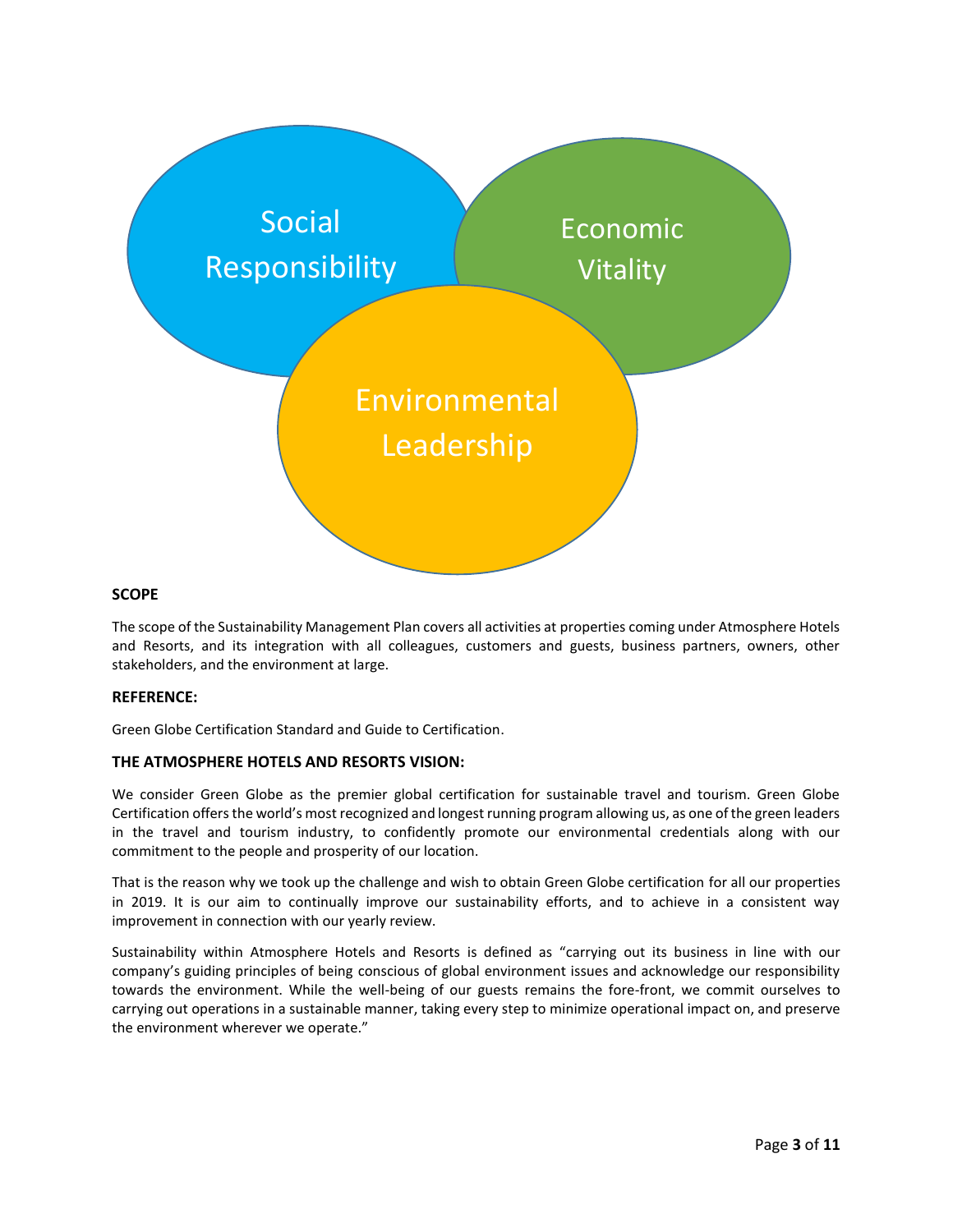Social Responsibility

Economic Vitality

Environmental Leadership

**SCOPE**

The scope of the Sustainability Management Plan covers all activities at properties coming under Atmosphere Hotels and Resorts, and its integration with all colleagues, customers and guests, business partners, owners, other stakeholders, and the environment at large.

**REFERENCE:**

Green Globe Certification Standard and Guide to Certification.

**THE ATMOSPHERE HOTELS AND RESORTS VISION:**

We consider Green Globe as the premier global certification for sustainable travel and tourism. Green Globe Certification offers the world's most recognized and longest running program allowing us, as one of the green leaders in the travel and tourism industry, to confidently promote our environmental credentials along with our commitment to the people and prosperity of our location.

That is the reason why we took up the challenge and wish to obtain Green Globe certification for all our properties in 2019. It is our aim to continually improve our sustainability efforts, and to achieve in a consistent way improvement in connection with our yearly review.

Sustainability within Atmosphere Hotels and Resorts is defined as "carrying out its business in line with our company's guiding principles of being conscious of global environment issues and acknowledge our responsibility towards the environment. While the well-being of our guests remains the fore-front, we commit ourselves to carrying out operations in a sustainable manner, taking every step to minimize operational impact on, and preserve the environment wherever we operate."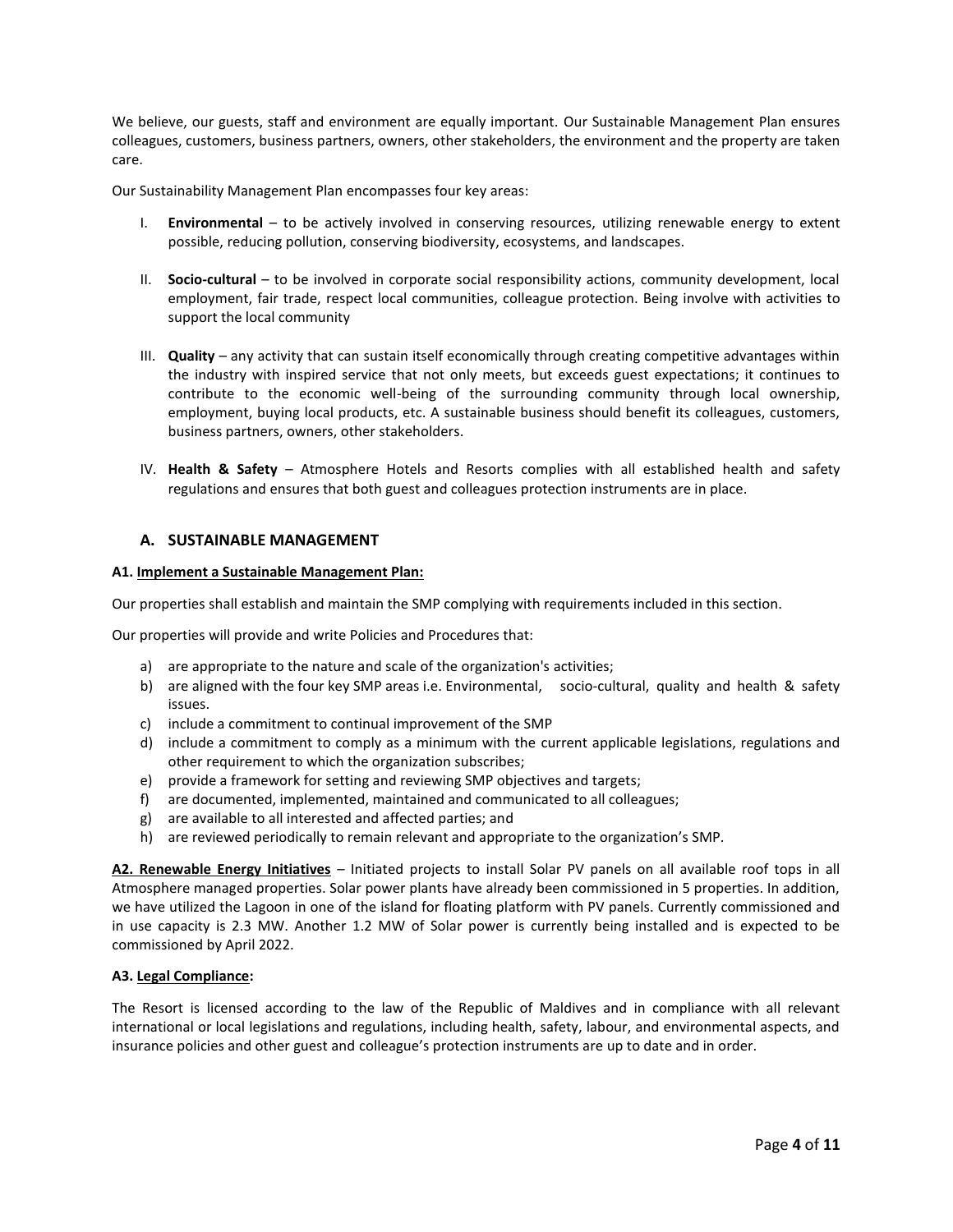We believe, our guests, staff and environment are equally important. Our Sustainable Management Plan ensures colleagues, customers, business partners, owners, other stakeholders, the environment and the property are taken care.

Our Sustainability Management Plan encompasses four key areas:

I. **Environmental** – to be actively involved in conserving resources, utilizing renewable energy to extent possible, reducing pollution, conserving biodiversity, ecosystems, and landscapes.

II. **Socio-cultural** – to be involved in corporate social responsibility actions, community development, local employment, fair trade, respect local communities, colleague protection. Being involve with activities to support the local community

III. **Quality** – any activity that can sustain itself economically through creating competitive advantages within the industry with inspired service that not only meets, but exceeds guest expectations; it continues to contribute to the economic well-being of the surrounding community through local ownership, employment, buying local products, etc. A sustainable business should benefit its colleagues, customers, business partners, owners, other stakeholders.

IV. **Health & Safety** – Atmosphere Hotels and Resorts complies with all established health and safety regulations and ensures that both guest and colleagues protection instruments are in place.

## A. SUSTAINABLE MANAGEMENT

**A1. Implement a Sustainable Management Plan:**

Our properties shall establish and maintain the SMP complying with requirements included in this section.

Our properties will provide and write Policies and Procedures that:

a) are appropriate to the nature and scale of the organization's activities;
b) are aligned with the four key SMP areas i.e. Environmental, socio-cultural, quality and health & safety issues.
c) include a commitment to continual improvement of the SMP
d) include a commitment to comply as a minimum with the current applicable legislations, regulations and other requirement to which the organization subscribes;
e) provide a framework for setting and reviewing SMP objectives and targets;
f) are documented, implemented, maintained and communicated to all colleagues;
g) are available to all interested and affected parties; and
h) are reviewed periodically to remain relevant and appropriate to the organization's SMP.

**A2. Renewable Energy Initiatives** – Initiated projects to install Solar PV panels on all available roof tops in all Atmosphere managed properties. Solar power plants have already been commissioned in 5 properties. In addition, we have utilized the Lagoon in one of the island for floating platform with PV panels. Currently commissioned and in use capacity is 2.3 MW. Another 1.2 MW of Solar power is currently being installed and is expected to be commissioned by April 2022.

**A3. Legal Compliance:**

The Resort is licensed according to the law of the Republic of Maldives and in compliance with all relevant international or local legislations and regulations, including health, safety, labour, and environmental aspects, and insurance policies and other guest and colleague's protection instruments are up to date and in order.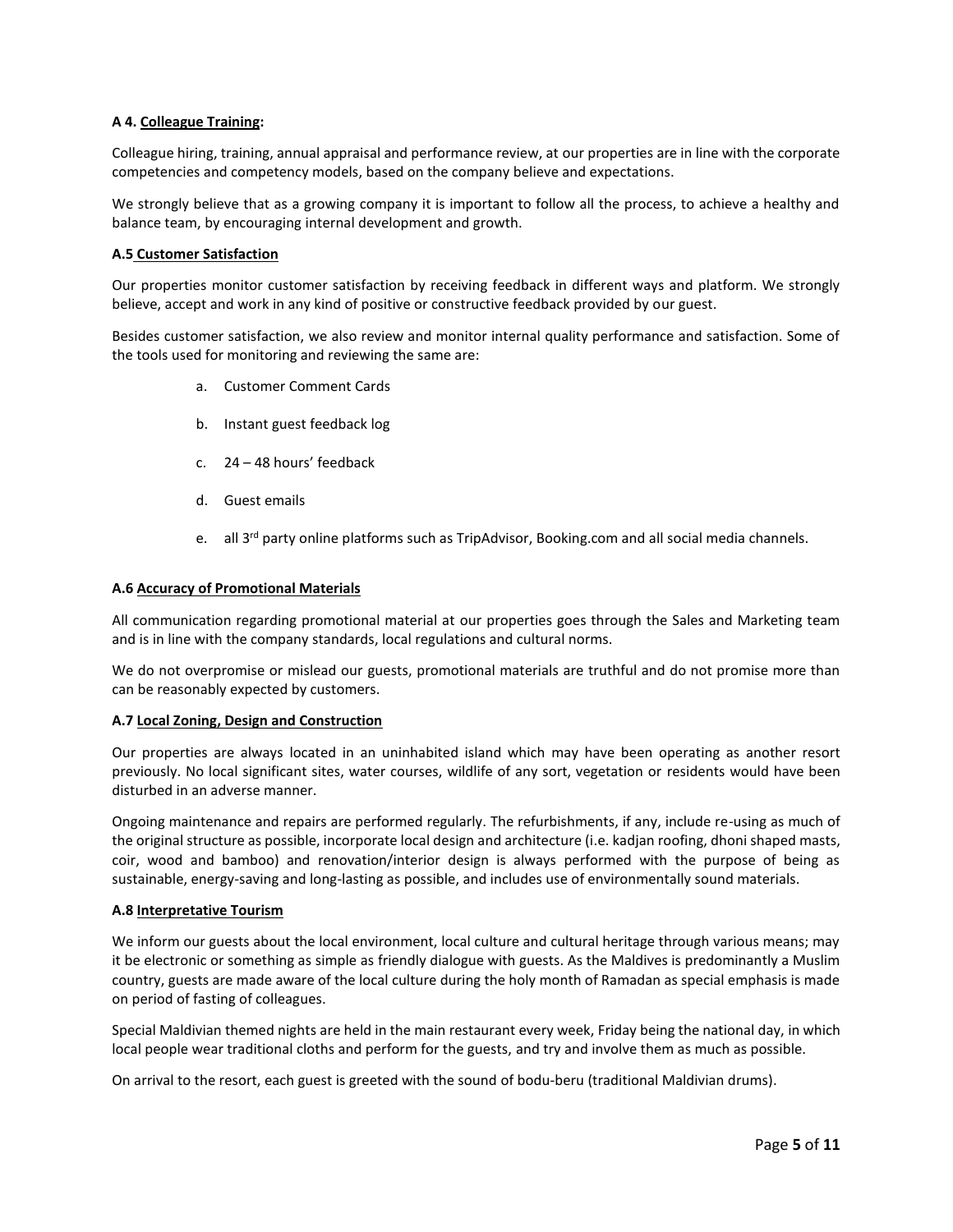**A 4. <u>Colleague Training</u>:**

Colleague hiring, training, annual appraisal and performance review, at our properties are in line with the corporate competencies and competency models, based on the company believe and expectations.

We strongly believe that as a growing company it is important to follow all the process, to achieve a healthy and balance team, by encouraging internal development and growth.

**A.5 <u>Customer Satisfaction</u>**

Our properties monitor customer satisfaction by receiving feedback in different ways and platform. We strongly believe, accept and work in any kind of positive or constructive feedback provided by our guest.

Besides customer satisfaction, we also review and monitor internal quality performance and satisfaction. Some of the tools used for monitoring and reviewing the same are:

a. Customer Comment Cards

b. Instant guest feedback log

c. 24 – 48 hours' feedback

d. Guest emails

e. all 3rd party online platforms such as TripAdvisor, Booking.com and all social media channels.

**A.6 <u>Accuracy of Promotional Materials</u>**

All communication regarding promotional material at our properties goes through the Sales and Marketing team and is in line with the company standards, local regulations and cultural norms.

We do not overpromise or mislead our guests, promotional materials are truthful and do not promise more than can be reasonably expected by customers.

**A.7 <u>Local Zoning, Design and Construction</u>**

Our properties are always located in an uninhabited island which may have been operating as another resort previously. No local significant sites, water courses, wildlife of any sort, vegetation or residents would have been disturbed in an adverse manner.

Ongoing maintenance and repairs are performed regularly. The refurbishments, if any, include re-using as much of the original structure as possible, incorporate local design and architecture (i.e. kadjan roofing, dhoni shaped masts, coir, wood and bamboo) and renovation/interior design is always performed with the purpose of being as sustainable, energy-saving and long-lasting as possible, and includes use of environmentally sound materials.

**A.8 <u>Interpretative Tourism</u>**

We inform our guests about the local environment, local culture and cultural heritage through various means; may it be electronic or something as simple as friendly dialogue with guests. As the Maldives is predominantly a Muslim country, guests are made aware of the local culture during the holy month of Ramadan as special emphasis is made on period of fasting of colleagues.

Special Maldivian themed nights are held in the main restaurant every week, Friday being the national day, in which local people wear traditional cloths and perform for the guests, and try and involve them as much as possible.

On arrival to the resort, each guest is greeted with the sound of bodu-beru (traditional Maldivian drums).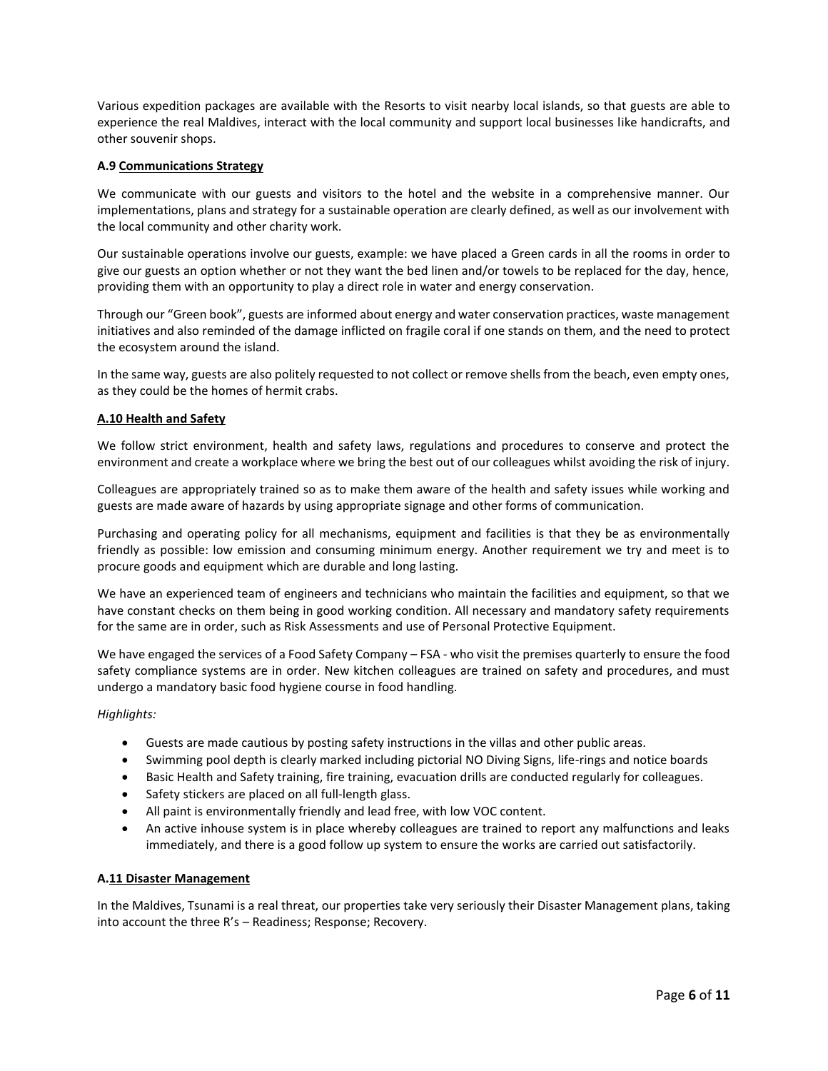Various expedition packages are available with the Resorts to visit nearby local islands, so that guests are able to experience the real Maldives, interact with the local community and support local businesses like handicrafts, and other souvenir shops.

### A.9 Communications Strategy

We communicate with our guests and visitors to the hotel and the website in a comprehensive manner. Our implementations, plans and strategy for a sustainable operation are clearly defined, as well as our involvement with the local community and other charity work.

Our sustainable operations involve our guests, example: we have placed a Green cards in all the rooms in order to give our guests an option whether or not they want the bed linen and/or towels to be replaced for the day, hence, providing them with an opportunity to play a direct role in water and energy conservation.

Through our "Green book", guests are informed about energy and water conservation practices, waste management initiatives and also reminded of the damage inflicted on fragile coral if one stands on them, and the need to protect the ecosystem around the island.

In the same way, guests are also politely requested to not collect or remove shells from the beach, even empty ones, as they could be the homes of hermit crabs.

### A.10 Health and Safety

We follow strict environment, health and safety laws, regulations and procedures to conserve and protect the environment and create a workplace where we bring the best out of our colleagues whilst avoiding the risk of injury.

Colleagues are appropriately trained so as to make them aware of the health and safety issues while working and guests are made aware of hazards by using appropriate signage and other forms of communication.

Purchasing and operating policy for all mechanisms, equipment and facilities is that they be as environmentally friendly as possible: low emission and consuming minimum energy. Another requirement we try and meet is to procure goods and equipment which are durable and long lasting.

We have an experienced team of engineers and technicians who maintain the facilities and equipment, so that we have constant checks on them being in good working condition. All necessary and mandatory safety requirements for the same are in order, such as Risk Assessments and use of Personal Protective Equipment.

We have engaged the services of a Food Safety Company – FSA - who visit the premises quarterly to ensure the food safety compliance systems are in order. New kitchen colleagues are trained on safety and procedures, and must undergo a mandatory basic food hygiene course in food handling.

*Highlights:*

- Guests are made cautious by posting safety instructions in the villas and other public areas.
- Swimming pool depth is clearly marked including pictorial NO Diving Signs, life-rings and notice boards
- Basic Health and Safety training, fire training, evacuation drills are conducted regularly for colleagues.
- Safety stickers are placed on all full-length glass.
- All paint is environmentally friendly and lead free, with low VOC content.
- An active inhouse system is in place whereby colleagues are trained to report any malfunctions and leaks immediately, and there is a good follow up system to ensure the works are carried out satisfactorily.

### A.11 Disaster Management

In the Maldives, Tsunami is a real threat, our properties take very seriously their Disaster Management plans, taking into account the three R's – Readiness; Response; Recovery.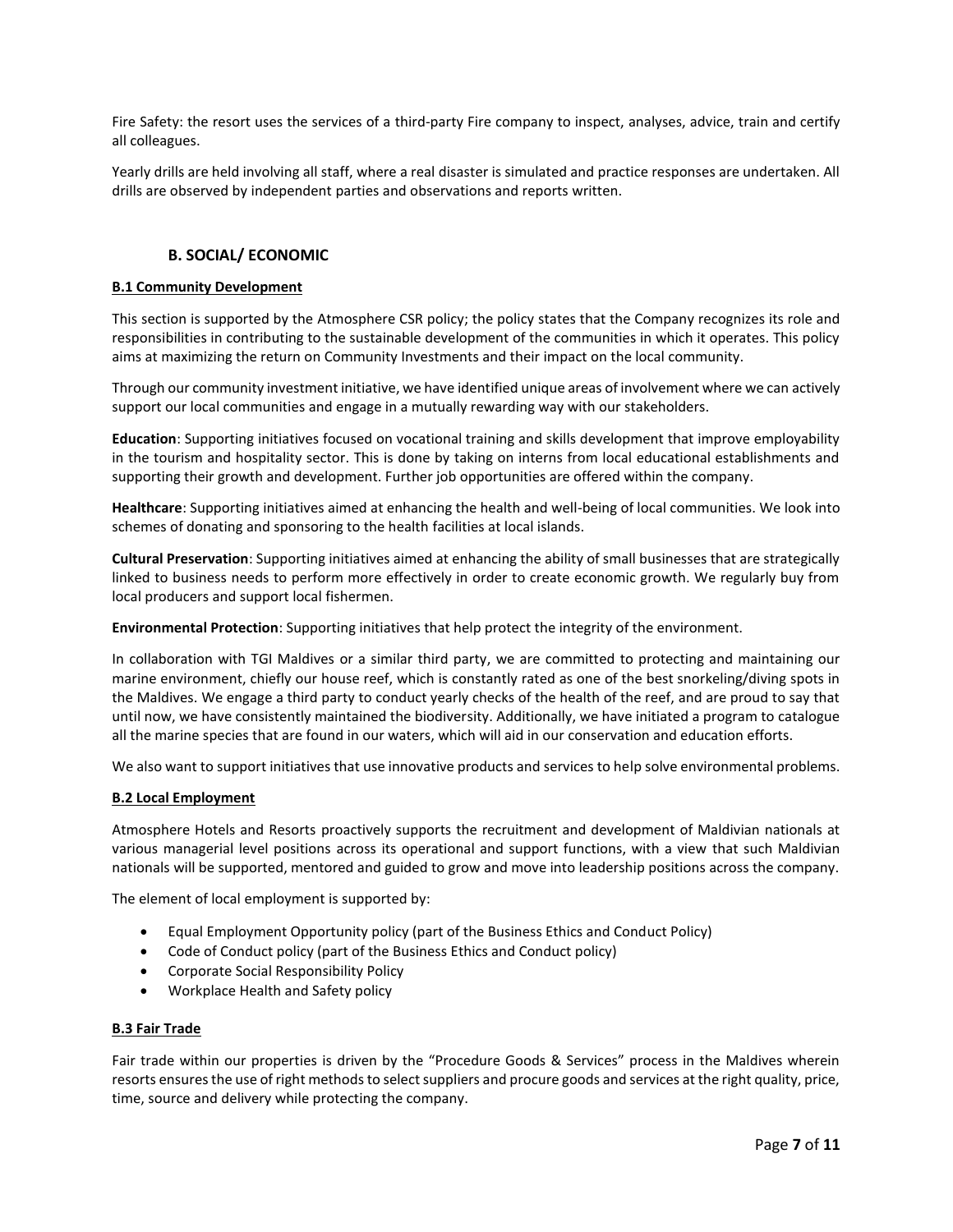Fire Safety: the resort uses the services of a third-party Fire company to inspect, analyses, advice, train and certify all colleagues.

Yearly drills are held involving all staff, where a real disaster is simulated and practice responses are undertaken. All drills are observed by independent parties and observations and reports written.

## B. SOCIAL/ ECONOMIC

### B.1 Community Development

This section is supported by the Atmosphere CSR policy; the policy states that the Company recognizes its role and responsibilities in contributing to the sustainable development of the communities in which it operates. This policy aims at maximizing the return on Community Investments and their impact on the local community.

Through our community investment initiative, we have identified unique areas of involvement where we can actively support our local communities and engage in a mutually rewarding way with our stakeholders.

**Education**: Supporting initiatives focused on vocational training and skills development that improve employability in the tourism and hospitality sector. This is done by taking on interns from local educational establishments and supporting their growth and development. Further job opportunities are offered within the company.

**Healthcare**: Supporting initiatives aimed at enhancing the health and well-being of local communities. We look into schemes of donating and sponsoring to the health facilities at local islands.

**Cultural Preservation**: Supporting initiatives aimed at enhancing the ability of small businesses that are strategically linked to business needs to perform more effectively in order to create economic growth. We regularly buy from local producers and support local fishermen.

**Environmental Protection**: Supporting initiatives that help protect the integrity of the environment.

In collaboration with TGI Maldives or a similar third party, we are committed to protecting and maintaining our marine environment, chiefly our house reef, which is constantly rated as one of the best snorkeling/diving spots in the Maldives. We engage a third party to conduct yearly checks of the health of the reef, and are proud to say that until now, we have consistently maintained the biodiversity. Additionally, we have initiated a program to catalogue all the marine species that are found in our waters, which will aid in our conservation and education efforts.

We also want to support initiatives that use innovative products and services to help solve environmental problems.

### B.2 Local Employment

Atmosphere Hotels and Resorts proactively supports the recruitment and development of Maldivian nationals at various managerial level positions across its operational and support functions, with a view that such Maldivian nationals will be supported, mentored and guided to grow and move into leadership positions across the company.

The element of local employment is supported by:

- Equal Employment Opportunity policy (part of the Business Ethics and Conduct Policy)
- Code of Conduct policy (part of the Business Ethics and Conduct policy)
- Corporate Social Responsibility Policy
- Workplace Health and Safety policy

### B.3 Fair Trade

Fair trade within our properties is driven by the "Procedure Goods & Services" process in the Maldives wherein resorts ensures the use of right methods to select suppliers and procure goods and services at the right quality, price, time, source and delivery while protecting the company.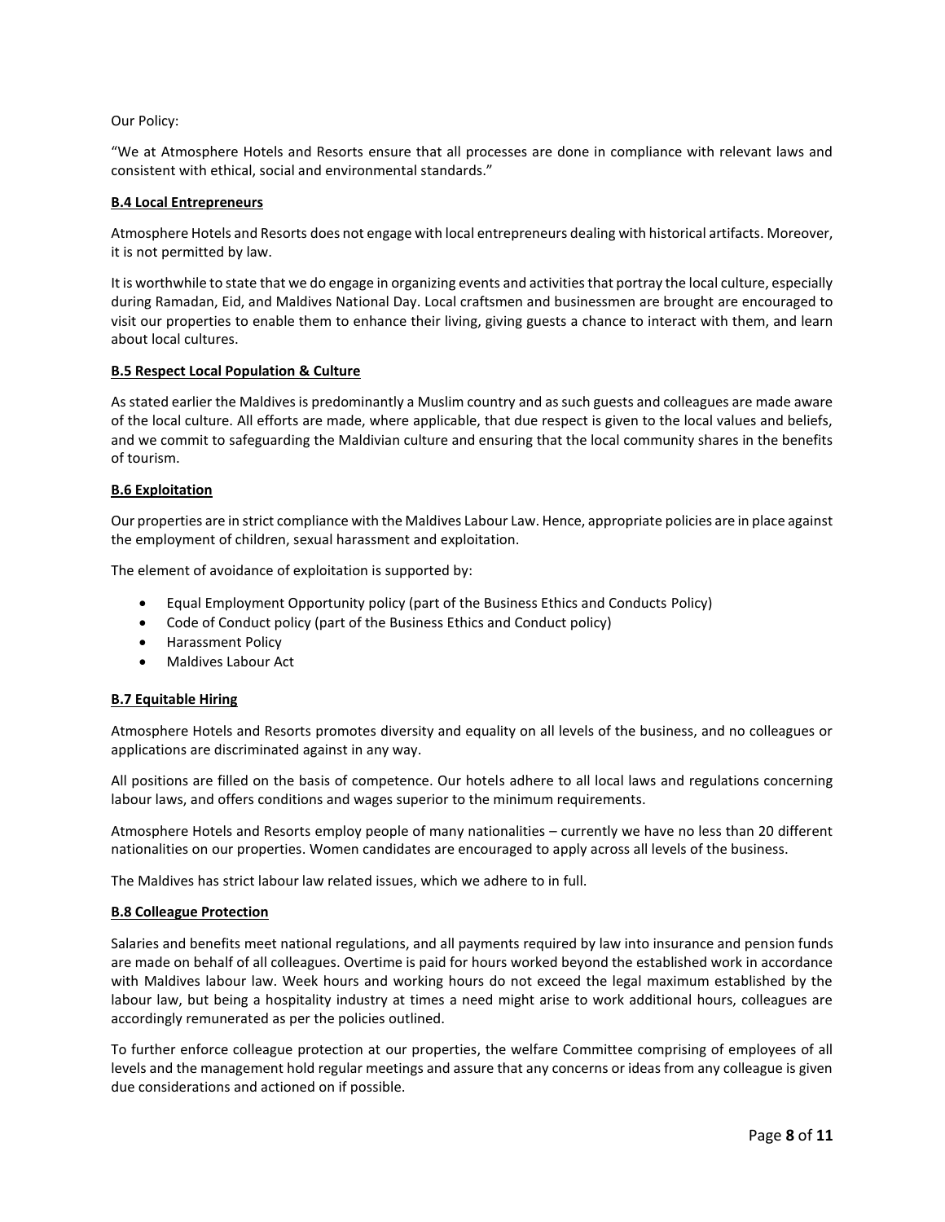Our Policy:

"We at Atmosphere Hotels and Resorts ensure that all processes are done in compliance with relevant laws and consistent with ethical, social and environmental standards."

**B.4 Local Entrepreneurs**

Atmosphere Hotels and Resorts does not engage with local entrepreneurs dealing with historical artifacts. Moreover, it is not permitted by law.

It is worthwhile to state that we do engage in organizing events and activities that portray the local culture, especially during Ramadan, Eid, and Maldives National Day. Local craftsmen and businessmen are brought are encouraged to visit our properties to enable them to enhance their living, giving guests a chance to interact with them, and learn about local cultures.

**B.5 Respect Local Population & Culture**

As stated earlier the Maldives is predominantly a Muslim country and as such guests and colleagues are made aware of the local culture. All efforts are made, where applicable, that due respect is given to the local values and beliefs, and we commit to safeguarding the Maldivian culture and ensuring that the local community shares in the benefits of tourism.

**B.6 Exploitation**

Our properties are in strict compliance with the Maldives Labour Law. Hence, appropriate policies are in place against the employment of children, sexual harassment and exploitation.

The element of avoidance of exploitation is supported by:

- Equal Employment Opportunity policy (part of the Business Ethics and Conducts Policy)
- Code of Conduct policy (part of the Business Ethics and Conduct policy)
- Harassment Policy
- Maldives Labour Act

**B.7 Equitable Hiring**

Atmosphere Hotels and Resorts promotes diversity and equality on all levels of the business, and no colleagues or applications are discriminated against in any way.

All positions are filled on the basis of competence. Our hotels adhere to all local laws and regulations concerning labour laws, and offers conditions and wages superior to the minimum requirements.

Atmosphere Hotels and Resorts employ people of many nationalities – currently we have no less than 20 different nationalities on our properties. Women candidates are encouraged to apply across all levels of the business.

The Maldives has strict labour law related issues, which we adhere to in full.

**B.8 Colleague Protection**

Salaries and benefits meet national regulations, and all payments required by law into insurance and pension funds are made on behalf of all colleagues. Overtime is paid for hours worked beyond the established work in accordance with Maldives labour law. Week hours and working hours do not exceed the legal maximum established by the labour law, but being a hospitality industry at times a need might arise to work additional hours, colleagues are accordingly remunerated as per the policies outlined.

To further enforce colleague protection at our properties, the welfare Committee comprising of employees of all levels and the management hold regular meetings and assure that any concerns or ideas from any colleague is given due considerations and actioned on if possible.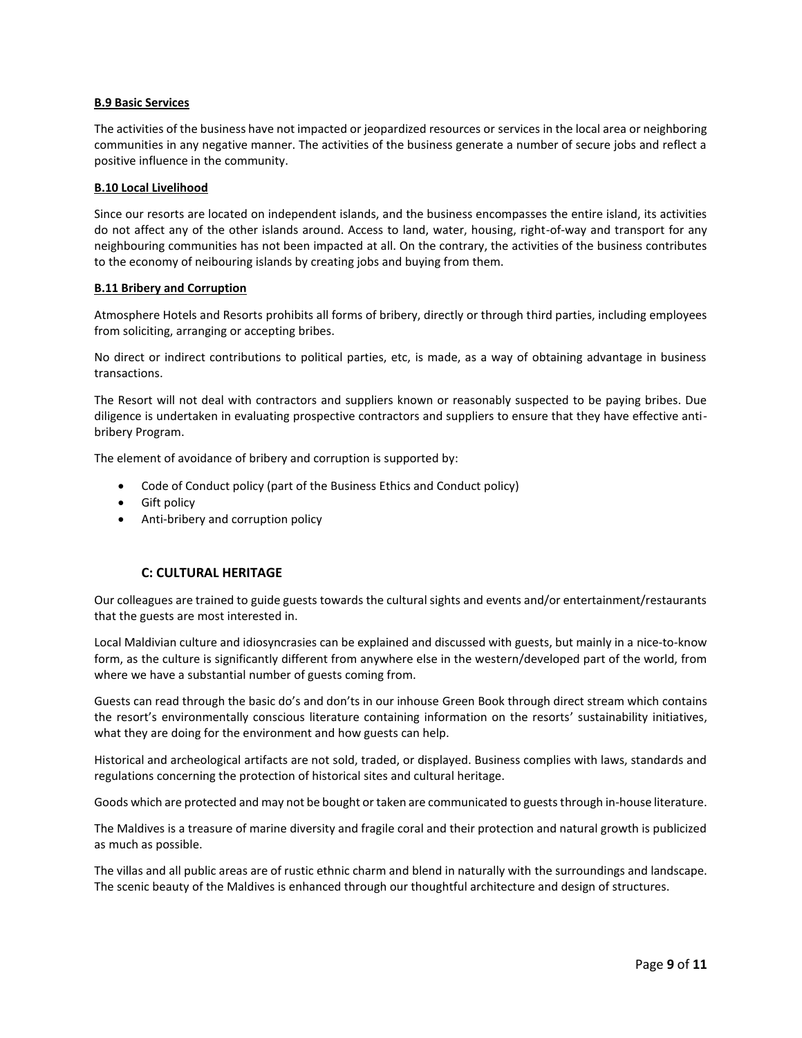**B.9 Basic Services**

The activities of the business have not impacted or jeopardized resources or services in the local area or neighboring communities in any negative manner. The activities of the business generate a number of secure jobs and reflect a positive influence in the community.

**B.10 Local Livelihood**

Since our resorts are located on independent islands, and the business encompasses the entire island, its activities do not affect any of the other islands around. Access to land, water, housing, right-of-way and transport for any neighbouring communities has not been impacted at all. On the contrary, the activities of the business contributes to the economy of neibouring islands by creating jobs and buying from them.

**B.11 Bribery and Corruption**

Atmosphere Hotels and Resorts prohibits all forms of bribery, directly or through third parties, including employees from soliciting, arranging or accepting bribes.

No direct or indirect contributions to political parties, etc, is made, as a way of obtaining advantage in business transactions.

The Resort will not deal with contractors and suppliers known or reasonably suspected to be paying bribes. Due diligence is undertaken in evaluating prospective contractors and suppliers to ensure that they have effective anti-bribery Program.

The element of avoidance of bribery and corruption is supported by:

- Code of Conduct policy (part of the Business Ethics and Conduct policy)
- Gift policy
- Anti-bribery and corruption policy

## C: CULTURAL HERITAGE

Our colleagues are trained to guide guests towards the cultural sights and events and/or entertainment/restaurants that the guests are most interested in.

Local Maldivian culture and idiosyncrasies can be explained and discussed with guests, but mainly in a nice-to-know form, as the culture is significantly different from anywhere else in the western/developed part of the world, from where we have a substantial number of guests coming from.

Guests can read through the basic do's and don'ts in our inhouse Green Book through direct stream which contains the resort's environmentally conscious literature containing information on the resorts' sustainability initiatives, what they are doing for the environment and how guests can help.

Historical and archeological artifacts are not sold, traded, or displayed. Business complies with laws, standards and regulations concerning the protection of historical sites and cultural heritage.

Goods which are protected and may not be bought or taken are communicated to guests through in-house literature.

The Maldives is a treasure of marine diversity and fragile coral and their protection and natural growth is publicized as much as possible.

The villas and all public areas are of rustic ethnic charm and blend in naturally with the surroundings and landscape. The scenic beauty of the Maldives is enhanced through our thoughtful architecture and design of structures.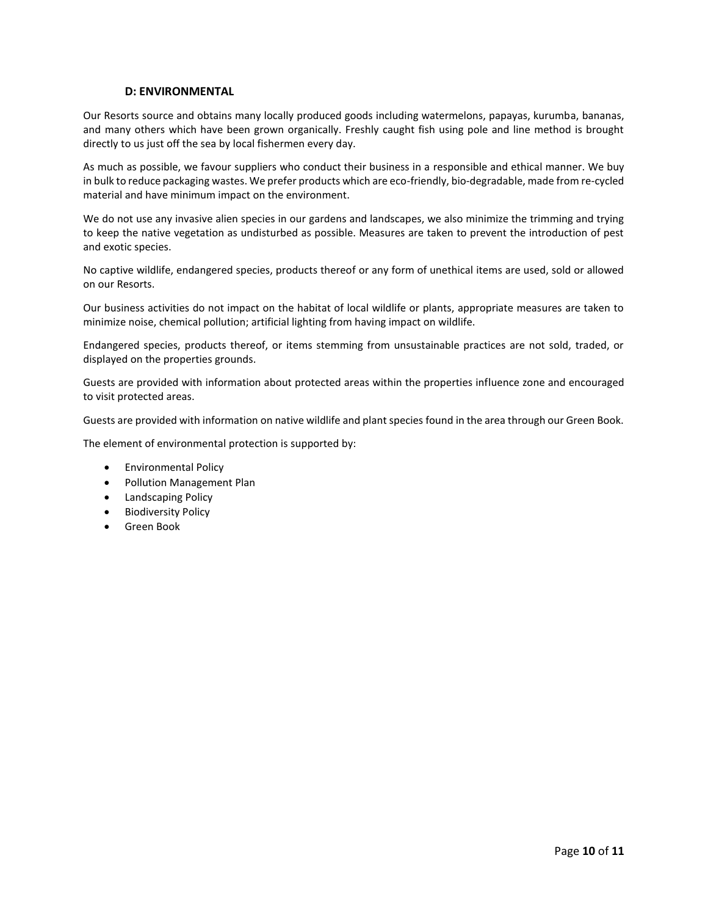### D: ENVIRONMENTAL

Our Resorts source and obtains many locally produced goods including watermelons, papayas, kurumba, bananas, and many others which have been grown organically. Freshly caught fish using pole and line method is brought directly to us just off the sea by local fishermen every day.

As much as possible, we favour suppliers who conduct their business in a responsible and ethical manner. We buy in bulk to reduce packaging wastes. We prefer products which are eco-friendly, bio-degradable, made from re-cycled material and have minimum impact on the environment.

We do not use any invasive alien species in our gardens and landscapes, we also minimize the trimming and trying to keep the native vegetation as undisturbed as possible. Measures are taken to prevent the introduction of pest and exotic species.

No captive wildlife, endangered species, products thereof or any form of unethical items are used, sold or allowed on our Resorts.

Our business activities do not impact on the habitat of local wildlife or plants, appropriate measures are taken to minimize noise, chemical pollution; artificial lighting from having impact on wildlife.

Endangered species, products thereof, or items stemming from unsustainable practices are not sold, traded, or displayed on the properties grounds.

Guests are provided with information about protected areas within the properties influence zone and encouraged to visit protected areas.

Guests are provided with information on native wildlife and plant species found in the area through our Green Book.

The element of environmental protection is supported by:

- Environmental Policy
- Pollution Management Plan
- Landscaping Policy
- Biodiversity Policy
- Green Book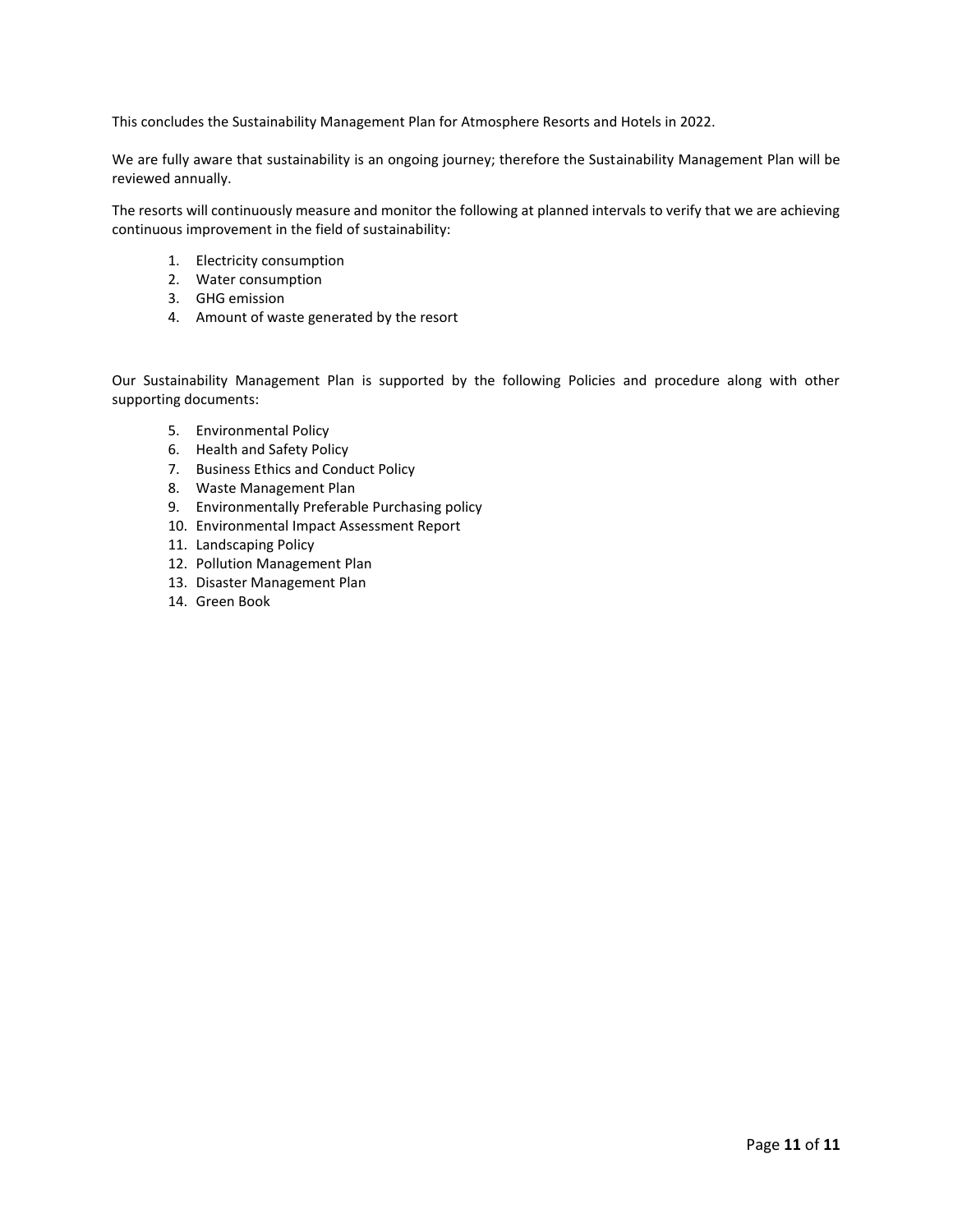This concludes the Sustainability Management Plan for Atmosphere Resorts and Hotels in 2022.

We are fully aware that sustainability is an ongoing journey; therefore the Sustainability Management Plan will be reviewed annually.

The resorts will continuously measure and monitor the following at planned intervals to verify that we are achieving continuous improvement in the field of sustainability:

1. Electricity consumption
2. Water consumption
3. GHG emission
4. Amount of waste generated by the resort

Our Sustainability Management Plan is supported by the following Policies and procedure along with other supporting documents:

5. Environmental Policy
6. Health and Safety Policy
7. Business Ethics and Conduct Policy
8. Waste Management Plan
9. Environmentally Preferable Purchasing policy
10. Environmental Impact Assessment Report
11. Landscaping Policy
12. Pollution Management Plan
13. Disaster Management Plan
14. Green Book